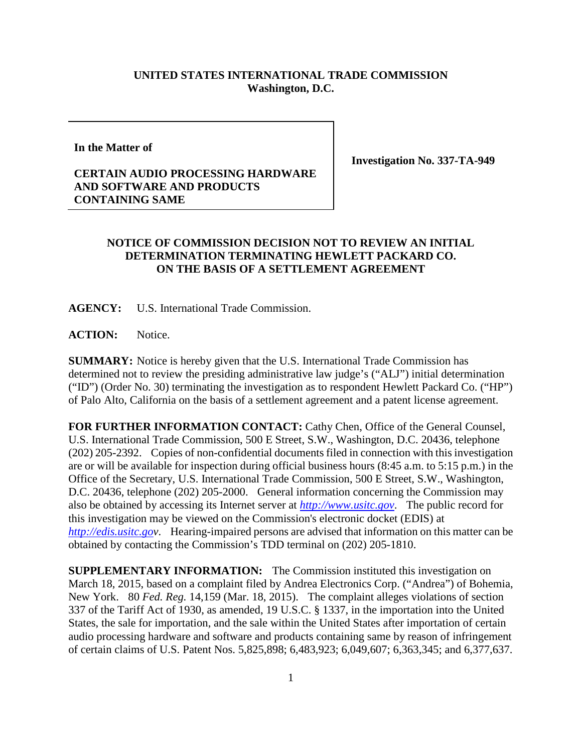**UNITED STATES INTERNATIONAL TRADE COMMISSION**
**Washington, D.C.**

| | |
|---|---|
| **In the Matter of**<br><br>**CERTAIN AUDIO PROCESSING HARDWARE AND SOFTWARE AND PRODUCTS CONTAINING SAME** | **Investigation No. 337-TA-949** |

**NOTICE OF COMMISSION DECISION NOT TO REVIEW AN INITIAL DETERMINATION TERMINATING HEWLETT PACKARD CO. ON THE BASIS OF A SETTLEMENT AGREEMENT**

**AGENCY:** U.S. International Trade Commission.

**ACTION:** Notice.

**SUMMARY:** Notice is hereby given that the U.S. International Trade Commission has determined not to review the presiding administrative law judge's ("ALJ") initial determination ("ID") (Order No. 30) terminating the investigation as to respondent Hewlett Packard Co. ("HP") of Palo Alto, California on the basis of a settlement agreement and a patent license agreement.

**FOR FURTHER INFORMATION CONTACT:** Cathy Chen, Office of the General Counsel, U.S. International Trade Commission, 500 E Street, S.W., Washington, D.C. 20436, telephone (202) 205-2392. Copies of non-confidential documents filed in connection with this investigation are or will be available for inspection during official business hours (8:45 a.m. to 5:15 p.m.) in the Office of the Secretary, U.S. International Trade Commission, 500 E Street, S.W., Washington, D.C. 20436, telephone (202) 205-2000. General information concerning the Commission may also be obtained by accessing its Internet server at *http://www.usitc.gov*. The public record for this investigation may be viewed on the Commission's electronic docket (EDIS) at *http://edis.usitc.gov*. Hearing-impaired persons are advised that information on this matter can be obtained by contacting the Commission's TDD terminal on (202) 205-1810.

**SUPPLEMENTARY INFORMATION:** The Commission instituted this investigation on March 18, 2015, based on a complaint filed by Andrea Electronics Corp. ("Andrea") of Bohemia, New York. 80 *Fed. Reg.* 14,159 (Mar. 18, 2015). The complaint alleges violations of section 337 of the Tariff Act of 1930, as amended, 19 U.S.C. § 1337, in the importation into the United States, the sale for importation, and the sale within the United States after importation of certain audio processing hardware and software and products containing same by reason of infringement of certain claims of U.S. Patent Nos. 5,825,898; 6,483,923; 6,049,607; 6,363,345; and 6,377,637.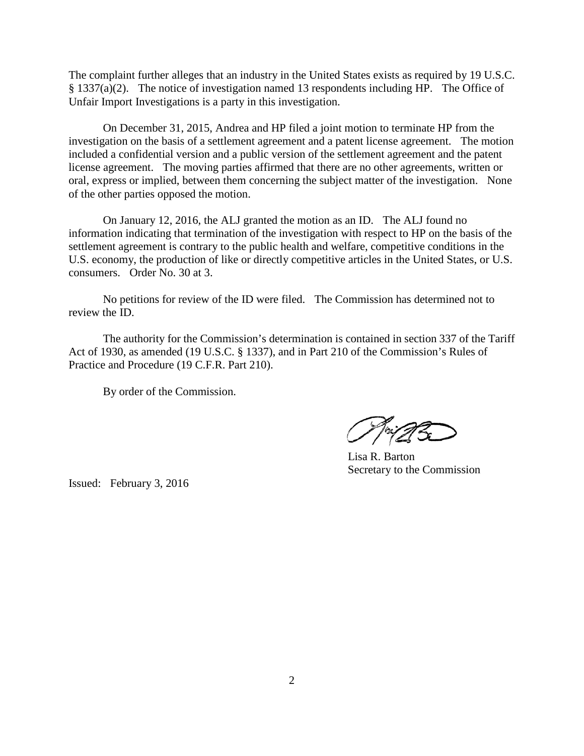The complaint further alleges that an industry in the United States exists as required by 19 U.S.C. § 1337(a)(2). The notice of investigation named 13 respondents including HP. The Office of Unfair Import Investigations is a party in this investigation.

On December 31, 2015, Andrea and HP filed a joint motion to terminate HP from the investigation on the basis of a settlement agreement and a patent license agreement. The motion included a confidential version and a public version of the settlement agreement and the patent license agreement. The moving parties affirmed that there are no other agreements, written or oral, express or implied, between them concerning the subject matter of the investigation. None of the other parties opposed the motion.

On January 12, 2016, the ALJ granted the motion as an ID. The ALJ found no information indicating that termination of the investigation with respect to HP on the basis of the settlement agreement is contrary to the public health and welfare, competitive conditions in the U.S. economy, the production of like or directly competitive articles in the United States, or U.S. consumers. Order No. 30 at 3.

No petitions for review of the ID were filed. The Commission has determined not to review the ID.

The authority for the Commission's determination is contained in section 337 of the Tariff Act of 1930, as amended (19 U.S.C. § 1337), and in Part 210 of the Commission's Rules of Practice and Procedure (19 C.F.R. Part 210).

By order of the Commission.

Lisa R. Barton
Secretary to the Commission

Issued: February 3, 2016